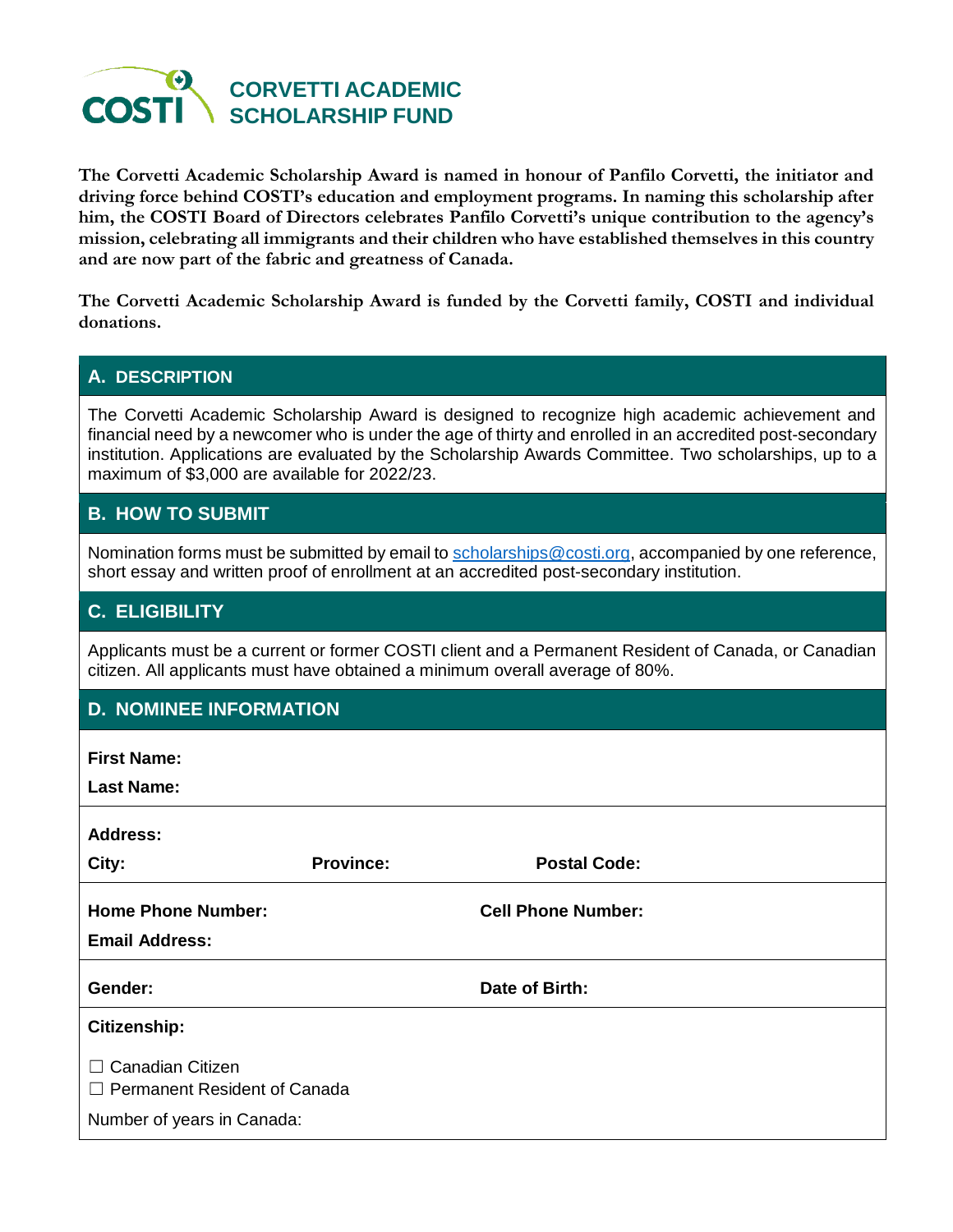# COSTI CORVETTI ACADEMIC SCHOLARSHIP FUND

**The Corvetti Academic Scholarship Award is named in honour of Panfilo Corvetti, the initiator and driving force behind COSTI's education and employment programs. In naming this scholarship after him, the COSTI Board of Directors celebrates Panfilo Corvetti's unique contribution to the agency's mission, celebrating all immigrants and their children who have established themselves in this country and are now part of the fabric and greatness of Canada.**

**The Corvetti Academic Scholarship Award is funded by the Corvetti family, COSTI and individual donations.**

## A. DESCRIPTION

The Corvetti Academic Scholarship Award is designed to recognize high academic achievement and financial need by a newcomer who is under the age of thirty and enrolled in an accredited post-secondary institution. Applications are evaluated by the Scholarship Awards Committee. Two scholarships, up to a maximum of $3,000 are available for 2022/23.

## B. HOW TO SUBMIT

Nomination forms must be submitted by email to scholarships@costi.org, accompanied by one reference, short essay and written proof of enrollment at an accredited post-secondary institution.

## C. ELIGIBILITY

Applicants must be a current or former COSTI client and a Permanent Resident of Canada, or Canadian citizen. All applicants must have obtained a minimum overall average of 80%.

## D. NOMINEE INFORMATION

**First Name:**

**Last Name:**

**Address:**

**City:** **Province:** **Postal Code:**

**Home Phone Number:** **Cell Phone Number:**

**Email Address:**

**Gender:** **Date of Birth:**

**Citizenship:**

☐ Canadian Citizen
☐ Permanent Resident of Canada

Number of years in Canada: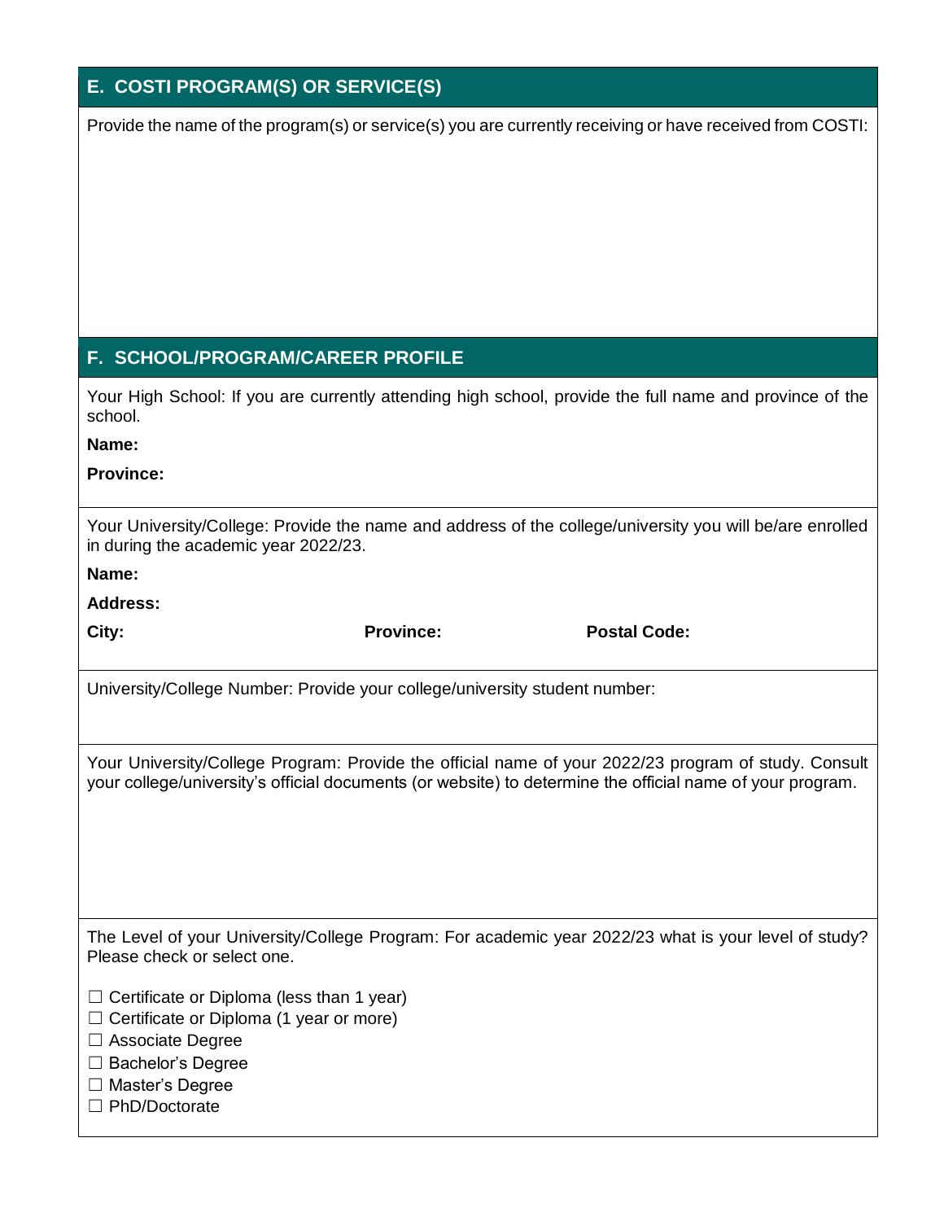## E. COSTI PROGRAM(S) OR SERVICE(S)

Provide the name of the program(s) or service(s) you are currently receiving or have received from COSTI:

## F. SCHOOL/PROGRAM/CAREER PROFILE

Your High School: If you are currently attending high school, provide the full name and province of the school.

**Name:**

**Province:**

Your University/College: Provide the name and address of the college/university you will be/are enrolled in during the academic year 2022/23.

**Name:**

**Address:**

**City:** **Province:** **Postal Code:**

University/College Number: Provide your college/university student number:

Your University/College Program: Provide the official name of your 2022/23 program of study. Consult your college/university's official documents (or website) to determine the official name of your program.

The Level of your University/College Program: For academic year 2022/23 what is your level of study? Please check or select one.

☐ Certificate or Diploma (less than 1 year)
☐ Certificate or Diploma (1 year or more)
☐ Associate Degree
☐ Bachelor's Degree
☐ Master's Degree
☐ PhD/Doctorate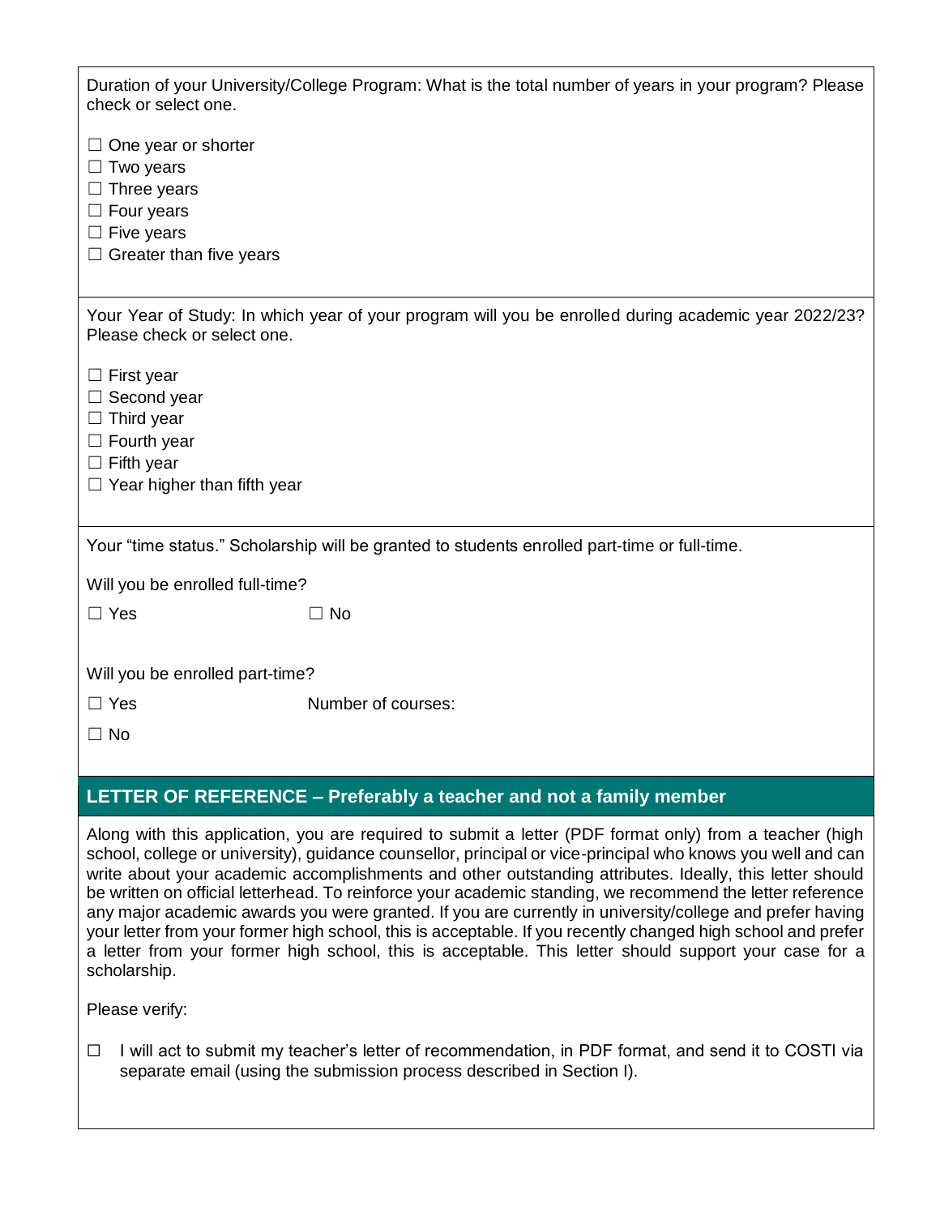Duration of your University/College Program: What is the total number of years in your program? Please check or select one.

☐ One year or shorter
☐ Two years
☐ Three years
☐ Four years
☐ Five years
☐ Greater than five years

Your Year of Study: In which year of your program will you be enrolled during academic year 2022/23? Please check or select one.

☐ First year
☐ Second year
☐ Third year
☐ Fourth year
☐ Fifth year
☐ Year higher than fifth year

Your "time status." Scholarship will be granted to students enrolled part-time or full-time.

Will you be enrolled full-time?

☐ Yes ☐ No

Will you be enrolled part-time?

☐ Yes Number of courses:

☐ No

## LETTER OF REFERENCE – Preferably a teacher and not a family member

Along with this application, you are required to submit a letter (PDF format only) from a teacher (high school, college or university), guidance counsellor, principal or vice-principal who knows you well and can write about your academic accomplishments and other outstanding attributes. Ideally, this letter should be written on official letterhead. To reinforce your academic standing, we recommend the letter reference any major academic awards you were granted. If you are currently in university/college and prefer having your letter from your former high school, this is acceptable. If you recently changed high school and prefer a letter from your former high school, this is acceptable. This letter should support your case for a scholarship.

Please verify:

☐ I will act to submit my teacher's letter of recommendation, in PDF format, and send it to COSTI via separate email (using the submission process described in Section I).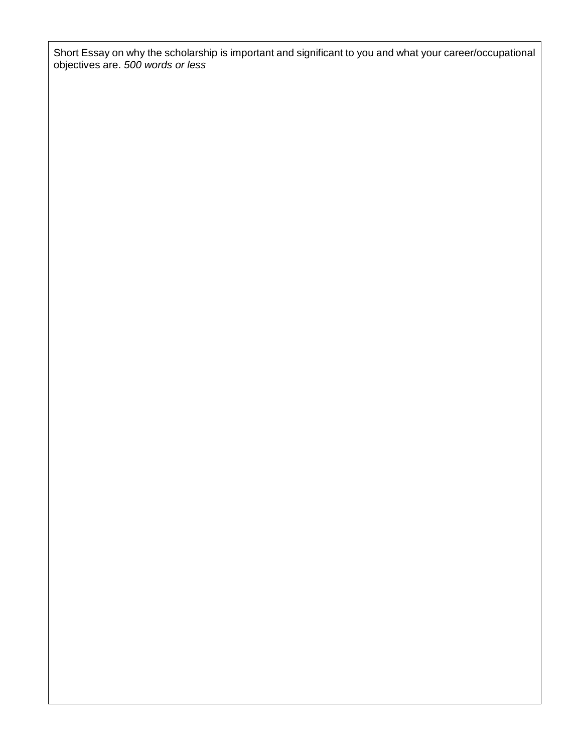Short Essay on why the scholarship is important and significant to you and what your career/occupational objectives are. *500 words or less*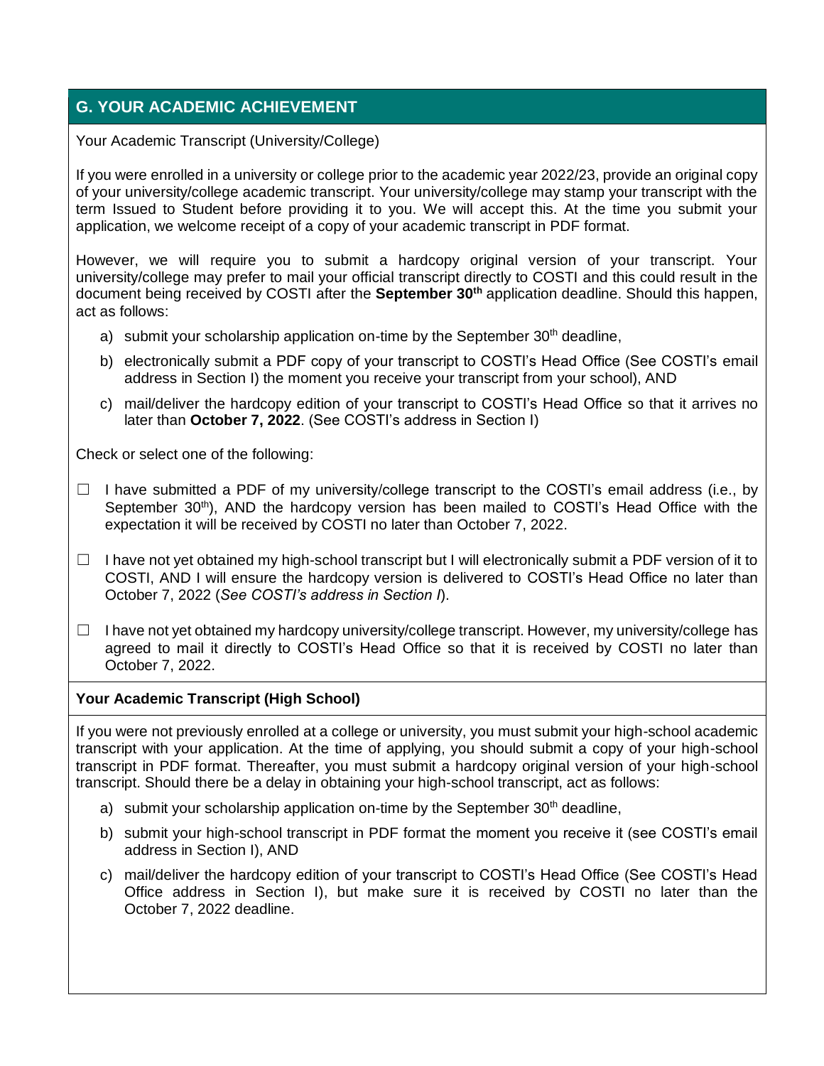## G. YOUR ACADEMIC ACHIEVEMENT

Your Academic Transcript (University/College)

If you were enrolled in a university or college prior to the academic year 2022/23, provide an original copy of your university/college academic transcript. Your university/college may stamp your transcript with the term Issued to Student before providing it to you. We will accept this. At the time you submit your application, we welcome receipt of a copy of your academic transcript in PDF format.

However, we will require you to submit a hardcopy original version of your transcript. Your university/college may prefer to mail your official transcript directly to COSTI and this could result in the document being received by COSTI after the **September 30th** application deadline. Should this happen, act as follows:

a) submit your scholarship application on-time by the September 30th deadline,

b) electronically submit a PDF copy of your transcript to COSTI's Head Office (See COSTI's email address in Section I) the moment you receive your transcript from your school), AND

c) mail/deliver the hardcopy edition of your transcript to COSTI's Head Office so that it arrives no later than **October 7, 2022**. (See COSTI's address in Section I)

Check or select one of the following:

☐ I have submitted a PDF of my university/college transcript to the COSTI's email address (i.e., by September 30th), AND the hardcopy version has been mailed to COSTI's Head Office with the expectation it will be received by COSTI no later than October 7, 2022.

☐ I have not yet obtained my high-school transcript but I will electronically submit a PDF version of it to COSTI, AND I will ensure the hardcopy version is delivered to COSTI's Head Office no later than October 7, 2022 (*See COSTI's address in Section I*).

☐ I have not yet obtained my hardcopy university/college transcript. However, my university/college has agreed to mail it directly to COSTI's Head Office so that it is received by COSTI no later than October 7, 2022.

### Your Academic Transcript (High School)

If you were not previously enrolled at a college or university, you must submit your high-school academic transcript with your application. At the time of applying, you should submit a copy of your high-school transcript in PDF format. Thereafter, you must submit a hardcopy original version of your high-school transcript. Should there be a delay in obtaining your high-school transcript, act as follows:

a) submit your scholarship application on-time by the September 30th deadline,

b) submit your high-school transcript in PDF format the moment you receive it (see COSTI's email address in Section I), AND

c) mail/deliver the hardcopy edition of your transcript to COSTI's Head Office (See COSTI's Head Office address in Section I), but make sure it is received by COSTI no later than the October 7, 2022 deadline.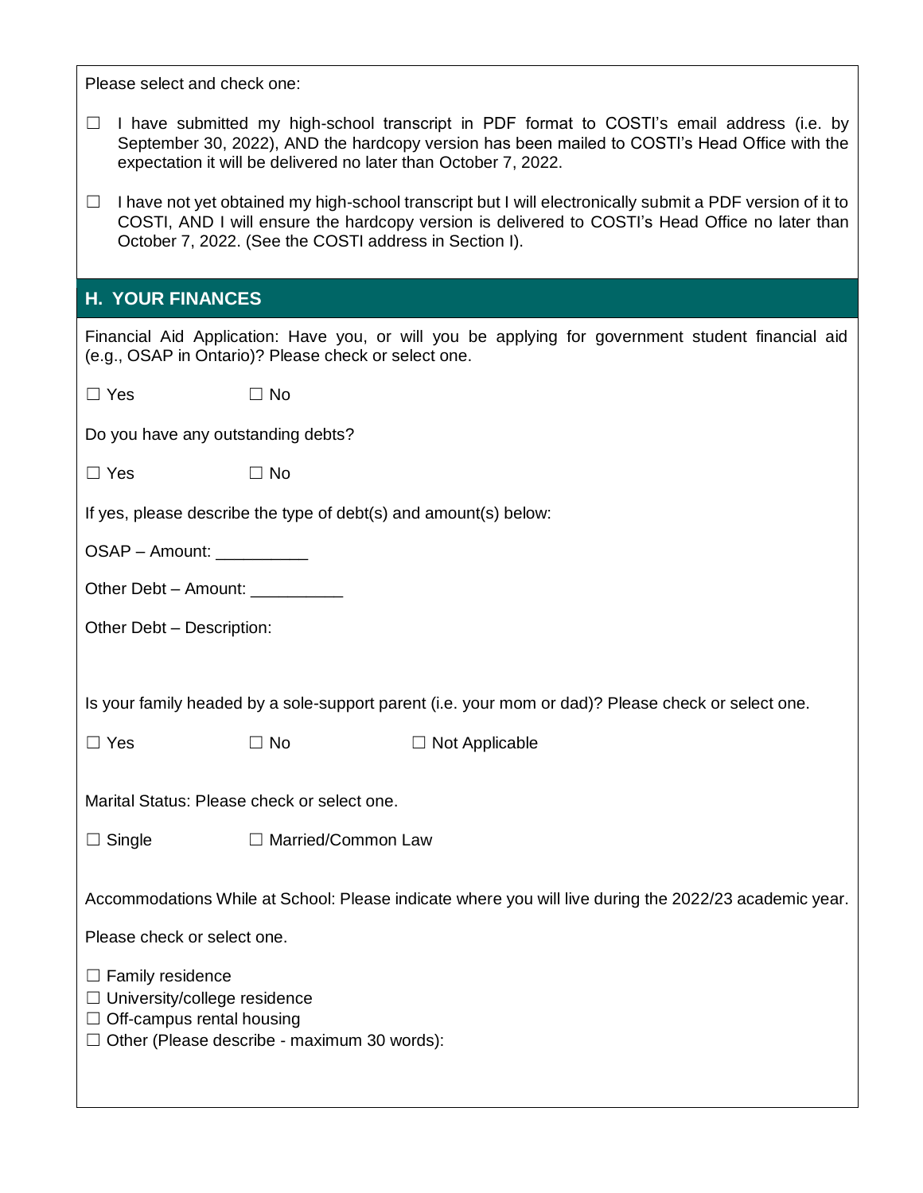Please select and check one:

☐ I have submitted my high-school transcript in PDF format to COSTI's email address (i.e. by September 30, 2022), AND the hardcopy version has been mailed to COSTI's Head Office with the expectation it will be delivered no later than October 7, 2022.

☐ I have not yet obtained my high-school transcript but I will electronically submit a PDF version of it to COSTI, AND I will ensure the hardcopy version is delivered to COSTI's Head Office no later than October 7, 2022. (See the COSTI address in Section I).

## H. YOUR FINANCES

Financial Aid Application: Have you, or will you be applying for government student financial aid (e.g., OSAP in Ontario)? Please check or select one.

☐ Yes ☐ No

Do you have any outstanding debts?

☐ Yes ☐ No

If yes, please describe the type of debt(s) and amount(s) below:

OSAP – Amount: __________

Other Debt – Amount: __________

Other Debt – Description:

Is your family headed by a sole-support parent (i.e. your mom or dad)? Please check or select one.

☐ Yes ☐ No ☐ Not Applicable

Marital Status: Please check or select one.

☐ Single ☐ Married/Common Law

Accommodations While at School: Please indicate where you will live during the 2022/23 academic year.

Please check or select one.

☐ Family residence
☐ University/college residence
☐ Off-campus rental housing
☐ Other (Please describe - maximum 30 words):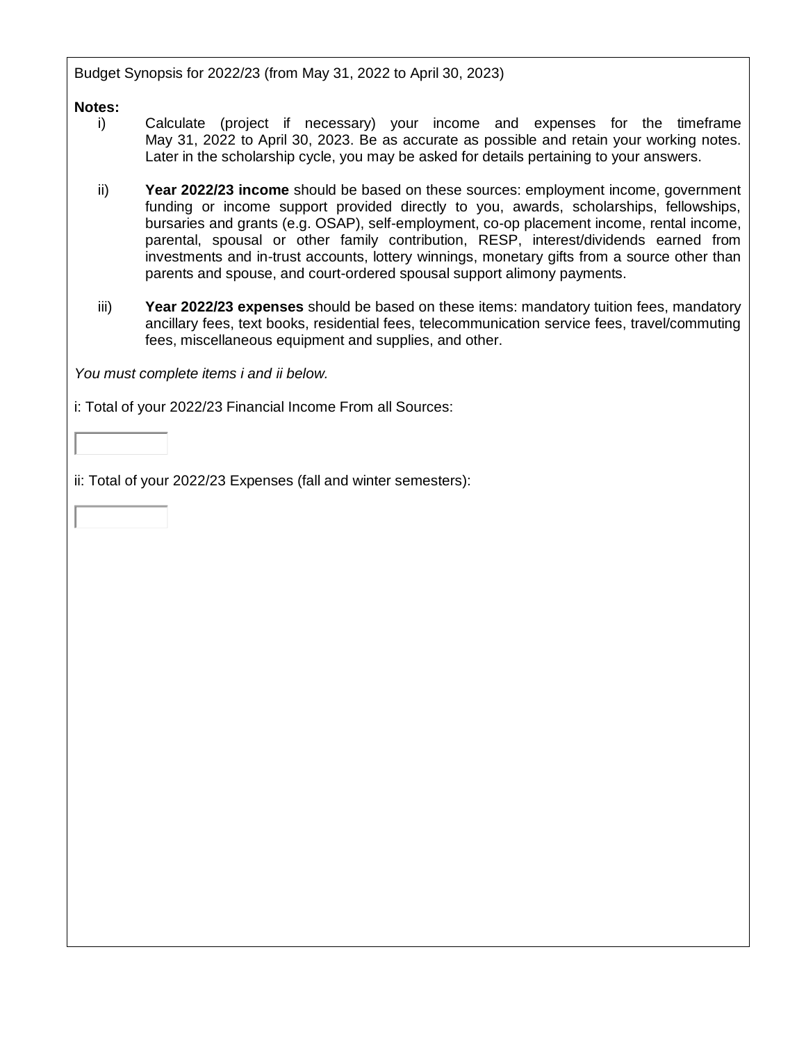Budget Synopsis for 2022/23 (from May 31, 2022 to April 30, 2023)

**Notes:**

i) Calculate (project if necessary) your income and expenses for the timeframe May 31, 2022 to April 30, 2023. Be as accurate as possible and retain your working notes. Later in the scholarship cycle, you may be asked for details pertaining to your answers.

ii) **Year 2022/23 income** should be based on these sources: employment income, government funding or income support provided directly to you, awards, scholarships, fellowships, bursaries and grants (e.g. OSAP), self-employment, co-op placement income, rental income, parental, spousal or other family contribution, RESP, interest/dividends earned from investments and in-trust accounts, lottery winnings, monetary gifts from a source other than parents and spouse, and court-ordered spousal support alimony payments.

iii) **Year 2022/23 expenses** should be based on these items: mandatory tuition fees, mandatory ancillary fees, text books, residential fees, telecommunication service fees, travel/commuting fees, miscellaneous equipment and supplies, and other.

*You must complete items i and ii below.*

i: Total of your 2022/23 Financial Income From all Sources:

ii: Total of your 2022/23 Expenses (fall and winter semesters):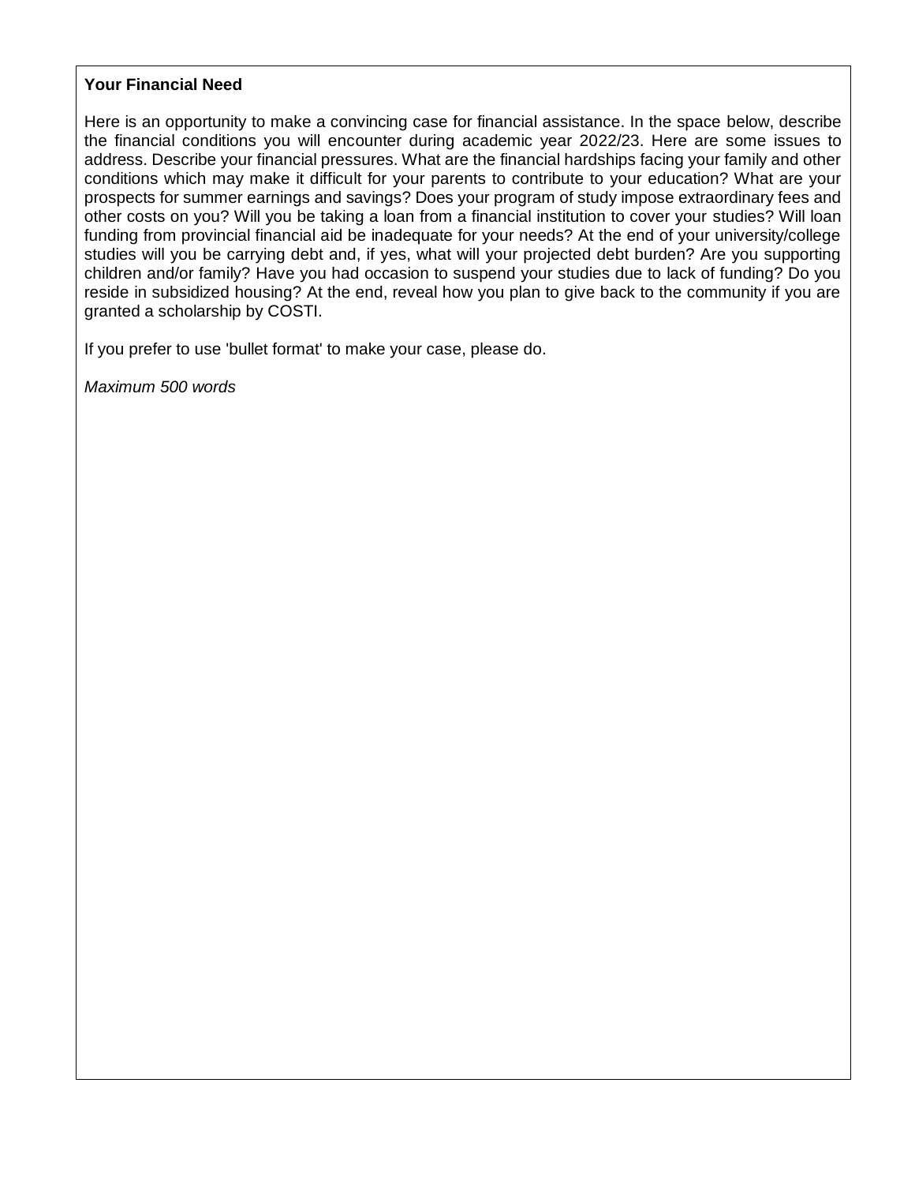**Your Financial Need**

Here is an opportunity to make a convincing case for financial assistance. In the space below, describe the financial conditions you will encounter during academic year 2022/23. Here are some issues to address. Describe your financial pressures. What are the financial hardships facing your family and other conditions which may make it difficult for your parents to contribute to your education? What are your prospects for summer earnings and savings? Does your program of study impose extraordinary fees and other costs on you? Will you be taking a loan from a financial institution to cover your studies? Will loan funding from provincial financial aid be inadequate for your needs? At the end of your university/college studies will you be carrying debt and, if yes, what will your projected debt burden? Are you supporting children and/or family? Have you had occasion to suspend your studies due to lack of funding? Do you reside in subsidized housing? At the end, reveal how you plan to give back to the community if you are granted a scholarship by COSTI.

If you prefer to use 'bullet format' to make your case, please do.

*Maximum 500 words*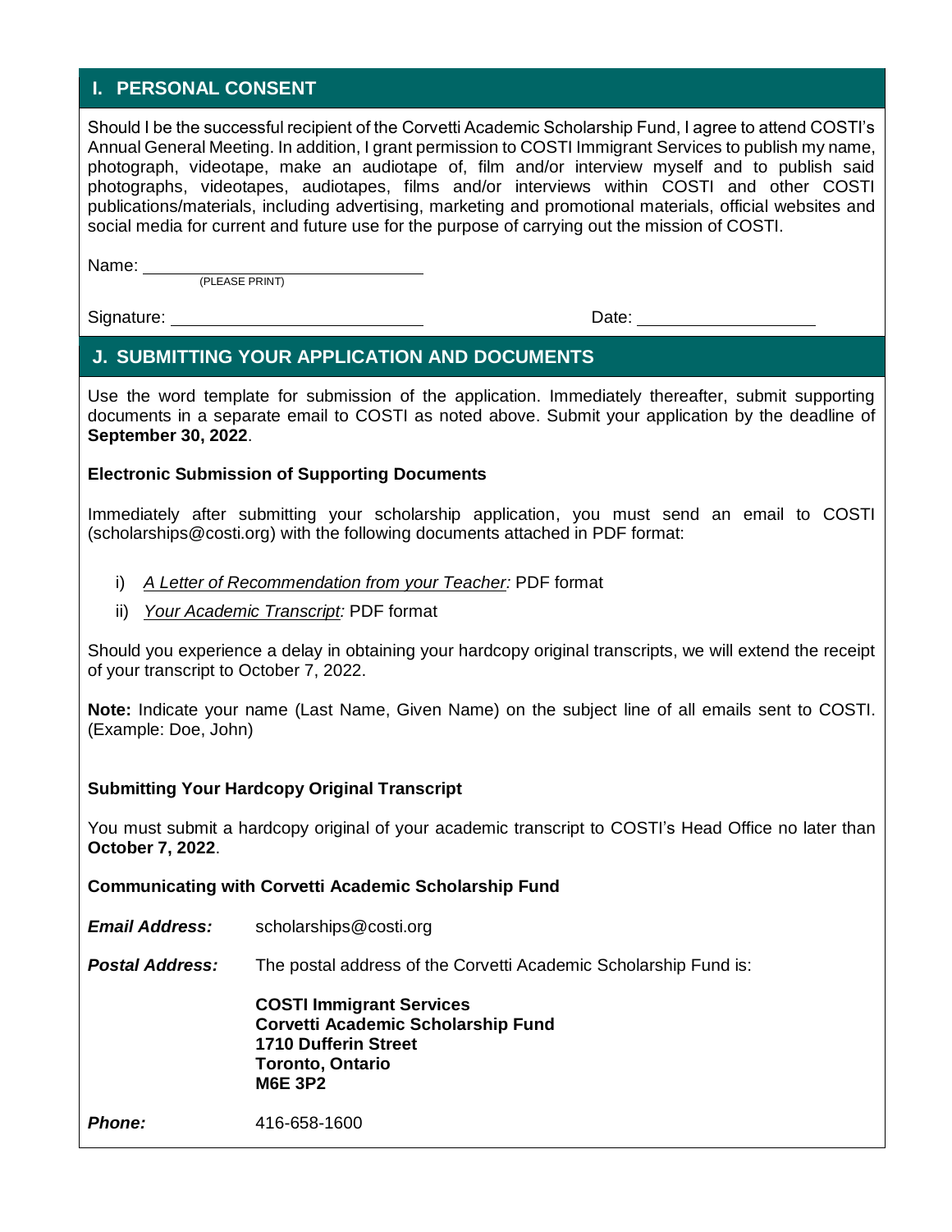## I. PERSONAL CONSENT

Should I be the successful recipient of the Corvetti Academic Scholarship Fund, I agree to attend COSTI's Annual General Meeting. In addition, I grant permission to COSTI Immigrant Services to publish my name, photograph, videotape, make an audiotape of, film and/or interview myself and to publish said photographs, videotapes, audiotapes, films and/or interviews within COSTI and other COSTI publications/materials, including advertising, marketing and promotional materials, official websites and social media for current and future use for the purpose of carrying out the mission of COSTI.

Name: ______________________________
(PLEASE PRINT)

Signature: ______________________________ Date: ____________________

## J. SUBMITTING YOUR APPLICATION AND DOCUMENTS

Use the word template for submission of the application. Immediately thereafter, submit supporting documents in a separate email to COSTI as noted above. Submit your application by the deadline of **September 30, 2022**.

**Electronic Submission of Supporting Documents**

Immediately after submitting your scholarship application, you must send an email to COSTI (scholarships@costi.org) with the following documents attached in PDF format:

i) *A Letter of Recommendation from your Teacher:* PDF format

ii) *Your Academic Transcript:* PDF format

Should you experience a delay in obtaining your hardcopy original transcripts, we will extend the receipt of your transcript to October 7, 2022.

**Note:** Indicate your name (Last Name, Given Name) on the subject line of all emails sent to COSTI. (Example: Doe, John)

**Submitting Your Hardcopy Original Transcript**

You must submit a hardcopy original of your academic transcript to COSTI's Head Office no later than **October 7, 2022**.

**Communicating with Corvetti Academic Scholarship Fund**

***Email Address:*** scholarships@costi.org

***Postal Address:*** The postal address of the Corvetti Academic Scholarship Fund is:

**COSTI Immigrant Services**
**Corvetti Academic Scholarship Fund**
**1710 Dufferin Street**
**Toronto, Ontario**
**M6E 3P2**

***Phone:*** 416-658-1600